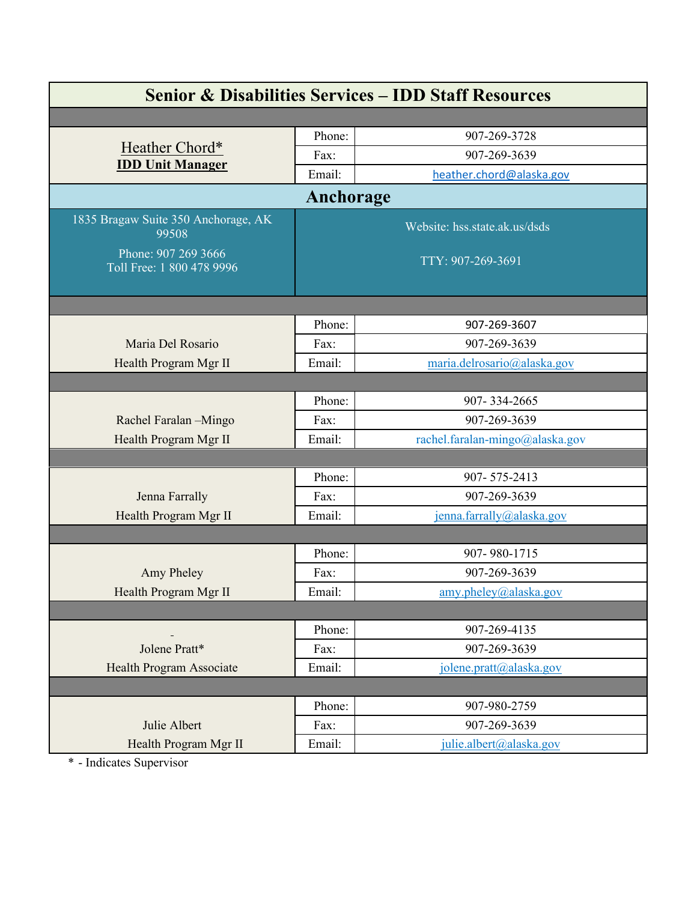# Senior & Disabilities Services – IDD Staff Resources

| Name / Title | | Contact |
|---|---|---|
| **Heather Chord*** **IDD Unit Manager** | Phone: | 907-269-3728 |
| | Fax: | 907-269-3639 |
| | Email: | heather.chord@alaska.gov |

## Anchorage

1835 Bragaw Suite 350 Anchorage, AK 99508

Phone: 907 269 3666
Toll Free: 1 800 478 9996

Website: hss.state.ak.us/dsds

TTY: 907-269-3691

| Name / Title | | Contact |
|---|---|---|
| Maria Del Rosario, Health Program Mgr II | Phone: | 907-269-3607 |
| | Fax: | 907-269-3639 |
| | Email: | maria.delrosario@alaska.gov |
| Rachel Faralan –Mingo, Health Program Mgr II | Phone: | 907- 334-2665 |
| | Fax: | 907-269-3639 |
| | Email: | rachel.faralan-mingo@alaska.gov |
| Jenna Farrally, Health Program Mgr II | Phone: | 907- 575-2413 |
| | Fax: | 907-269-3639 |
| | Email: | jenna.farrally@alaska.gov |
| Amy Pheley, Health Program Mgr II | Phone: | 907- 980-1715 |
| | Fax: | 907-269-3639 |
| | Email: | amy.pheley@alaska.gov |
| Jolene Pratt*, Health Program Associate | Phone: | 907-269-4135 |
| | Fax: | 907-269-3639 |
| | Email: | jolene.pratt@alaska.gov |
| Julie Albert, Health Program Mgr II | Phone: | 907-980-2759 |
| | Fax: | 907-269-3639 |
| | Email: | julie.albert@alaska.gov |

* - Indicates Supervisor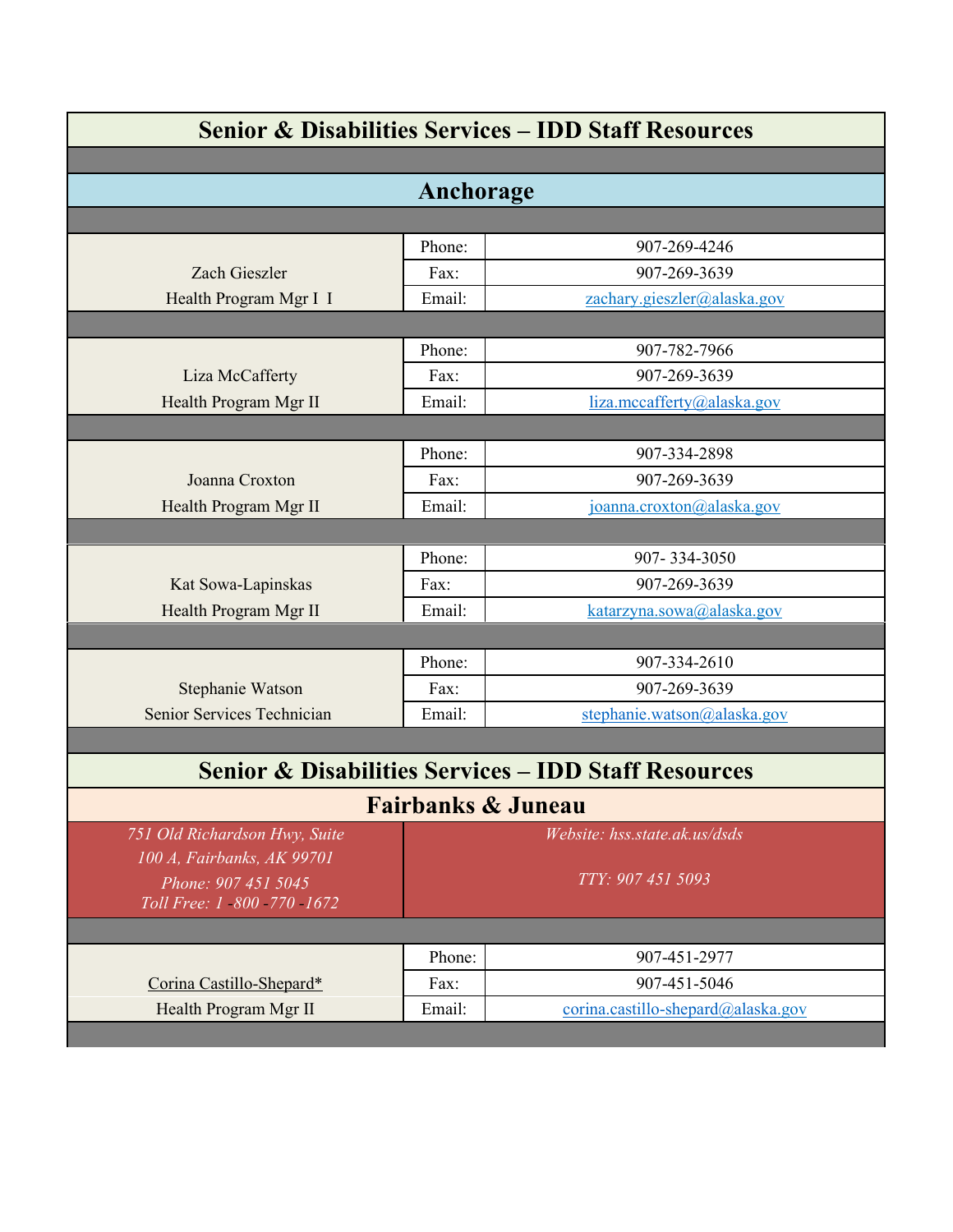## Senior & Disabilities Services – IDD Staff Resources

### Anchorage

| Name / Title | | |
|---|---|---|
| Zach Gieszler<br>Health Program Mgr I I | Phone: | 907-269-4246 |
| | Fax: | 907-269-3639 |
| | Email: | zachary.gieszler@alaska.gov |
| Liza McCafferty<br>Health Program Mgr II | Phone: | 907-782-7966 |
| | Fax: | 907-269-3639 |
| | Email: | liza.mccafferty@alaska.gov |
| Joanna Croxton<br>Health Program Mgr II | Phone: | 907-334-2898 |
| | Fax: | 907-269-3639 |
| | Email: | joanna.croxton@alaska.gov |
| Kat Sowa-Lapinskas<br>Health Program Mgr II | Phone: | 907- 334-3050 |
| | Fax: | 907-269-3639 |
| | Email: | katarzyna.sowa@alaska.gov |
| Stephanie Watson<br>Senior Services Technician | Phone: | 907-334-2610 |
| | Fax: | 907-269-3639 |
| | Email: | stephanie.watson@alaska.gov |

## Senior & Disabilities Services – IDD Staff Resources

### Fairbanks & Juneau

| | |
|---|---|
| *751 Old Richardson Hwy, Suite 100 A, Fairbanks, AK 99701*<br>*Phone: 907 451 5045*<br>*Toll Free: 1 -800 -770 -1672* | *Website: hss.state.ak.us/dsds*<br>*TTY: 907 451 5093* |

| Name / Title | | |
|---|---|---|
| Corina Castillo-Shepard*<br>Health Program Mgr II | Phone: | 907-451-2977 |
| | Fax: | 907-451-5046 |
| | Email: | corina.castillo-shepard@alaska.gov |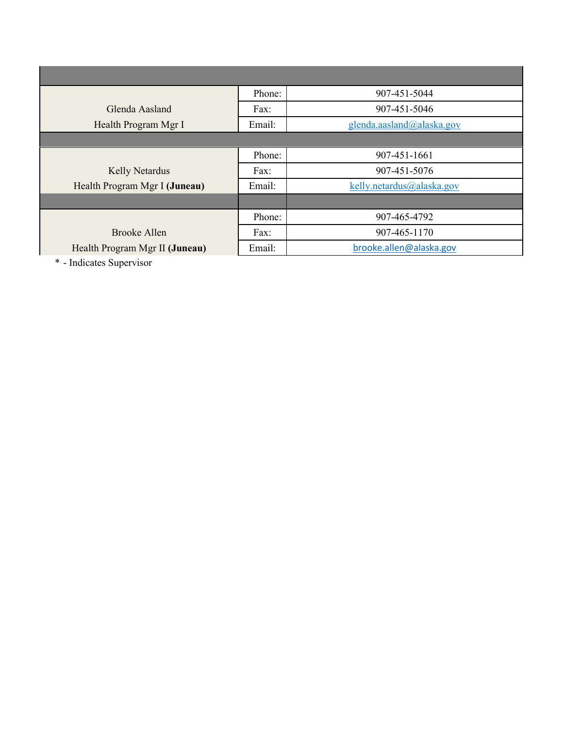| | | |
|---|---|---|
| | | |
| Glenda Aasland<br>Health Program Mgr I | Phone: | 907-451-5044 |
| | Fax: | 907-451-5046 |
| | Email: | glenda.aasland@alaska.gov |
| | | |
| Kelly Netardus<br>Health Program Mgr I **(Juneau)** | Phone: | 907-451-1661 |
| | Fax: | 907-451-5076 |
| | Email: | kelly.netardus@alaska.gov |
| | | |
| Brooke Allen<br>Health Program Mgr II **(Juneau)** | Phone: | 907-465-4792 |
| | Fax: | 907-465-1170 |
| | Email: | brooke.allen@alaska.gov |

* - Indicates Supervisor